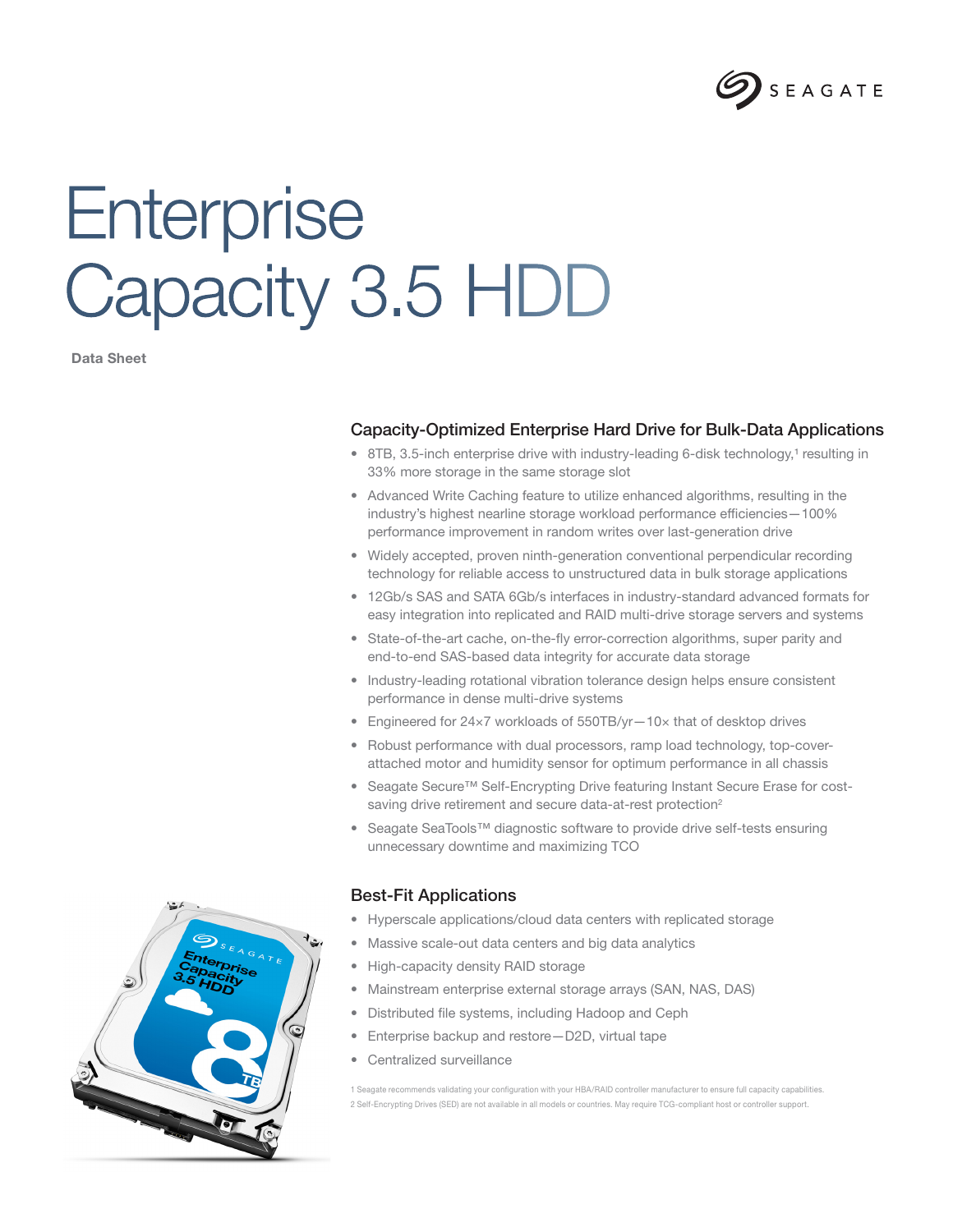# Enterprise Capacity 3.5 HDD

**Data Sheet**

## Capacity-Optimized Enterprise Hard Drive for Bulk-Data Applications

- 8TB, 3.5-inch enterprise drive with industry-leading 6-disk technology,[1] resulting in 33% more storage in the same storage slot
- Advanced Write Caching feature to utilize enhanced algorithms, resulting in the industry's highest nearline storage workload performance efficiencies—100% performance improvement in random writes over last-generation drive
- Widely accepted, proven ninth-generation conventional perpendicular recording technology for reliable access to unstructured data in bulk storage applications
- 12Gb/s SAS and SATA 6Gb/s interfaces in industry-standard advanced formats for easy integration into replicated and RAID multi-drive storage servers and systems
- State-of-the-art cache, on-the-fly error-correction algorithms, super parity and end-to-end SAS-based data integrity for accurate data storage
- Industry-leading rotational vibration tolerance design helps ensure consistent performance in dense multi-drive systems
- Engineered for 24×7 workloads of 550TB/yr—10× that of desktop drives
- Robust performance with dual processors, ramp load technology, top-cover-attached motor and humidity sensor for optimum performance in all chassis
- Seagate Secure™ Self-Encrypting Drive featuring Instant Secure Erase for cost-saving drive retirement and secure data-at-rest protection[2]
- Seagate SeaTools™ diagnostic software to provide drive self-tests ensuring unnecessary downtime and maximizing TCO

## Best-Fit Applications

- Hyperscale applications/cloud data centers with replicated storage
- Massive scale-out data centers and big data analytics
- High-capacity density RAID storage
- Mainstream enterprise external storage arrays (SAN, NAS, DAS)
- Distributed file systems, including Hadoop and Ceph
- Enterprise backup and restore—D2D, virtual tape
- Centralized surveillance

1 Seagate recommends validating your configuration with your HBA/RAID controller manufacturer to ensure full capacity capabilities.

2 Self-Encrypting Drives (SED) are not available in all models or countries. May require TCG-compliant host or controller support.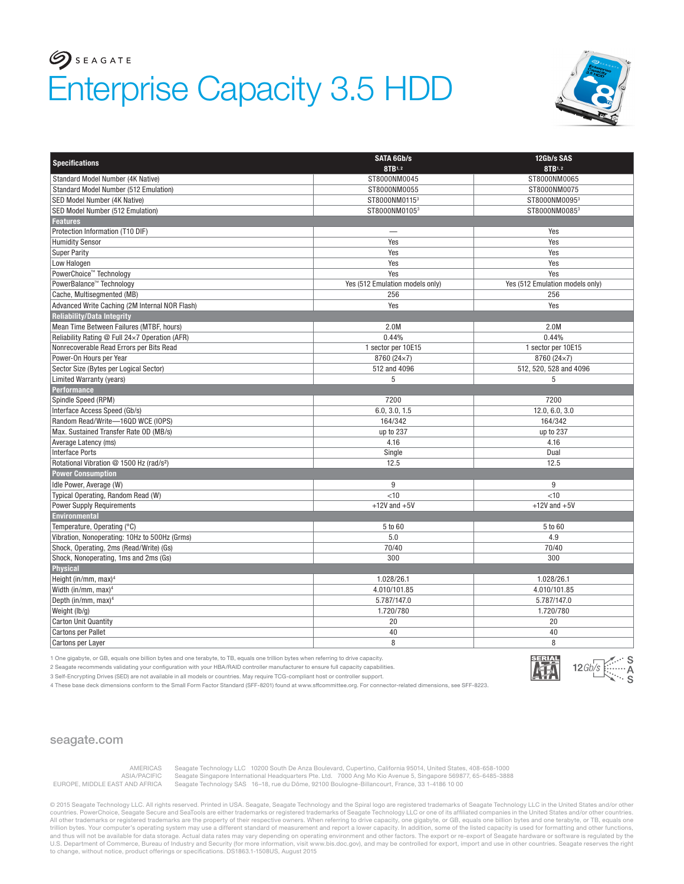# Enterprise Capacity 3.5 HDD

| Specifications | SATA 6Gb/s 8TB[1,2] | 12Gb/s SAS 8TB[1,2] |
|---|---|---|
| Standard Model Number (4K Native) | ST8000NM0045 | ST8000NM0065 |
| Standard Model Number (512 Emulation) | ST8000NM0055 | ST8000NM0075 |
| SED Model Number (4K Native) | ST8000NM0115[3] | ST8000NM0095[3] |
| SED Model Number (512 Emulation) | ST8000NM0105[3] | ST8000NM0085[3] |
| **Features** | | |
| Protection Information (T10 DIF) | — | Yes |
| Humidity Sensor | Yes | Yes |
| Super Parity | Yes | Yes |
| Low Halogen | Yes | Yes |
| PowerChoice™ Technology | Yes | Yes |
| PowerBalance™ Technology | Yes (512 Emulation models only) | Yes (512 Emulation models only) |
| Cache, Multisegmented (MB) | 256 | 256 |
| Advanced Write Caching (2M Internal NOR Flash) | Yes | Yes |
| **Reliability/Data Integrity** | | |
| Mean Time Between Failures (MTBF, hours) | 2.0M | 2.0M |
| Reliability Rating @ Full 24×7 Operation (AFR) | 0.44% | 0.44% |
| Nonrecoverable Read Errors per Bits Read | 1 sector per 10E15 | 1 sector per 10E15 |
| Power-On Hours per Year | 8760 (24×7) | 8760 (24×7) |
| Sector Size (Bytes per Logical Sector) | 512 and 4096 | 512, 520, 528 and 4096 |
| Limited Warranty (years) | 5 | 5 |
| **Performance** | | |
| Spindle Speed (RPM) | 7200 | 7200 |
| Interface Access Speed (Gb/s) | 6.0, 3.0, 1.5 | 12.0, 6.0, 3.0 |
| Random Read/Write—16QD WCE (IOPS) | 164/342 | 164/342 |
| Max. Sustained Transfer Rate OD (MB/s) | up to 237 | up to 237 |
| Average Latency (ms) | 4.16 | 4.16 |
| Interface Ports | Single | Dual |
| Rotational Vibration @ 1500 Hz (rad/s²) | 12.5 | 12.5 |
| **Power Consumption** | | |
| Idle Power, Average (W) | 9 | 9 |
| Typical Operating, Random Read (W) | <10 | <10 |
| Power Supply Requirements | +12V and +5V | +12V and +5V |
| **Environmental** | | |
| Temperature, Operating (°C) | 5 to 60 | 5 to 60 |
| Vibration, Nonoperating: 10Hz to 500Hz (Grms) | 5.0 | 4.9 |
| Shock, Operating, 2ms (Read/Write) (Gs) | 70/40 | 70/40 |
| Shock, Nonoperating, 1ms and 2ms (Gs) | 300 | 300 |
| **Physical** | | |
| Height (in/mm, max)[4] | 1.028/26.1 | 1.028/26.1 |
| Width (in/mm, max)[4] | 4.010/101.85 | 4.010/101.85 |
| Depth (in/mm, max)[4] | 5.787/147.0 | 5.787/147.0 |
| Weight (lb/g) | 1.720/780 | 1.720/780 |
| Carton Unit Quantity | 20 | 20 |
| Cartons per Pallet | 40 | 40 |
| Cartons per Layer | 8 | 8 |

1 One gigabyte, or GB, equals one billion bytes and one terabyte, or TB, equals one trillion bytes when referring to drive capacity.

2 Seagate recommends validating your configuration with your HBA/RAID controller manufacturer to ensure full capacity capabilities.

3 Self-Encrypting Drives (SED) are not available in all models or countries. May require TCG-compliant host or controller support.

4 These base deck dimensions conform to the Small Form Factor Standard (SFF-8201) found at www.sffcommittee.org. For connector-related dimensions, see SFF-8223.

seagate.com

AMERICAS Seagate Technology LLC 10200 South De Anza Boulevard, Cupertino, California 95014, United States, 408-658-1000
ASIA/PACIFIC Seagate Singapore International Headquarters Pte. Ltd. 7000 Ang Mo Kio Avenue 5, Singapore 569877, 65-6485-3888
EUROPE, MIDDLE EAST AND AFRICA Seagate Technology SAS 16–18, rue du Dôme, 92100 Boulogne-Billancourt, France, 33 1-4186 10 00

© 2015 Seagate Technology LLC. All rights reserved. Printed in USA. Seagate, Seagate Technology and the Spiral logo are registered trademarks of Seagate Technology LLC in the United States and/or other countries. PowerChoice, Seagate Secure and SeaTools are either trademarks or registered trademarks of Seagate Technology LLC or one of its affiliated companies in the United States and/or other countries. All other trademarks or registered trademarks are the property of their respective owners. When referring to drive capacity, one gigabyte, or GB, equals one billion bytes and one terabyte, or TB, equals one trillion bytes. Your computer's operating system may use a different standard of measurement and report a lower capacity. In addition, some of the listed capacity is used for formatting and other functions, and thus will not be available for data storage. Actual data rates may vary depending on operating environment and other factors. The export or re-export of Seagate hardware or software is regulated by the U.S. Department of Commerce, Bureau of Industry and Security (for more information, visit www.bis.doc.gov), and may be controlled for export, import and use in other countries. Seagate reserves the right to change, without notice, product offerings or specifications. DS1863.1-1508US, August 2015